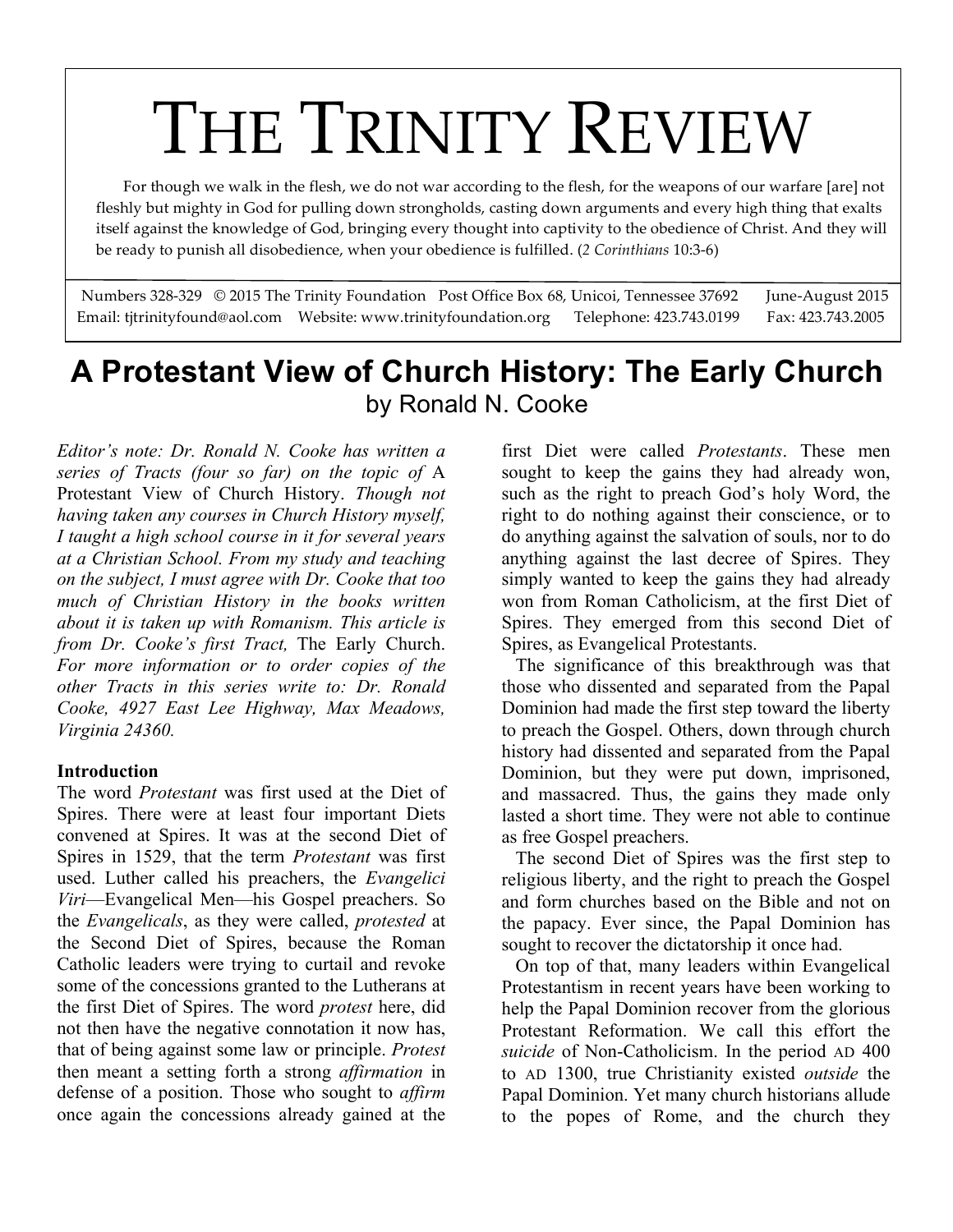# THE TRINITY REVIEW

For though we walk in the flesh, we do not war according to the flesh, for the weapons of our warfare [are] not fleshly but mighty in God for pulling down strongholds, casting down arguments and every high thing that exalts itself against the knowledge of God, bringing every thought into captivity to the obedience of Christ. And they will be ready to punish all disobedience, when your obedience is fulfilled. (*2 Corinthians* 10:3-6)

Numbers 328-329 © 2015 The Trinity Foundation Post Office Box 68, Unicoi, Tennessee 37692 June-August 2015
Email: tjtrinityfound@aol.com Website: www.trinityfoundation.org Telephone: 423.743.0199 Fax: 423.743.2005

## A Protestant View of Church History: The Early Church

by Ronald N. Cooke

*Editor's note: Dr. Ronald N. Cooke has written a series of Tracts (four so far) on the topic of* A Protestant View of Church History. *Though not having taken any courses in Church History myself, I taught a high school course in it for several years at a Christian School. From my study and teaching on the subject, I must agree with Dr. Cooke that too much of Christian History in the books written about it is taken up with Romanism. This article is from Dr. Cooke's first Tract,* The Early Church. *For more information or to order copies of the other Tracts in this series write to: Dr. Ronald Cooke, 4927 East Lee Highway, Max Meadows, Virginia 24360.*

**Introduction**

The word *Protestant* was first used at the Diet of Spires. There were at least four important Diets convened at Spires. It was at the second Diet of Spires in 1529, that the term *Protestant* was first used. Luther called his preachers, the *Evangelici Viri*—Evangelical Men—his Gospel preachers. So the *Evangelicals*, as they were called, *protested* at the Second Diet of Spires, because the Roman Catholic leaders were trying to curtail and revoke some of the concessions granted to the Lutherans at the first Diet of Spires. The word *protest* here, did not then have the negative connotation it now has, that of being against some law or principle. *Protest* then meant a setting forth a strong *affirmation* in defense of a position. Those who sought to *affirm* once again the concessions already gained at the first Diet were called *Protestants*. These men sought to keep the gains they had already won, such as the right to preach God's holy Word, the right to do nothing against their conscience, or to do anything against the salvation of souls, nor to do anything against the last decree of Spires. They simply wanted to keep the gains they had already won from Roman Catholicism, at the first Diet of Spires. They emerged from this second Diet of Spires, as Evangelical Protestants.

The significance of this breakthrough was that those who dissented and separated from the Papal Dominion had made the first step toward the liberty to preach the Gospel. Others, down through church history had dissented and separated from the Papal Dominion, but they were put down, imprisoned, and massacred. Thus, the gains they made only lasted a short time. They were not able to continue as free Gospel preachers.

The second Diet of Spires was the first step to religious liberty, and the right to preach the Gospel and form churches based on the Bible and not on the papacy. Ever since, the Papal Dominion has sought to recover the dictatorship it once had.

On top of that, many leaders within Evangelical Protestantism in recent years have been working to help the Papal Dominion recover from the glorious Protestant Reformation. We call this effort the *suicide* of Non-Catholicism. In the period AD 400 to AD 1300, true Christianity existed *outside* the Papal Dominion. Yet many church historians allude to the popes of Rome, and the church they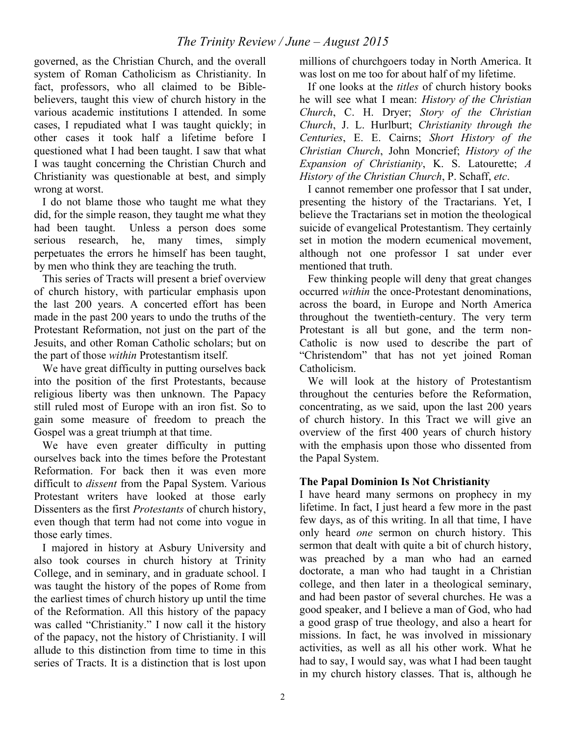governed, as the Christian Church, and the overall system of Roman Catholicism as Christianity. In fact, professors, who all claimed to be Bible-believers, taught this view of church history in the various academic institutions I attended. In some cases, I repudiated what I was taught quickly; in other cases it took half a lifetime before I questioned what I had been taught. I saw that what I was taught concerning the Christian Church and Christianity was questionable at best, and simply wrong at worst.

I do not blame those who taught me what they did, for the simple reason, they taught me what they had been taught. Unless a person does some serious research, he, many times, simply perpetuates the errors he himself has been taught, by men who think they are teaching the truth.

This series of Tracts will present a brief overview of church history, with particular emphasis upon the last 200 years. A concerted effort has been made in the past 200 years to undo the truths of the Protestant Reformation, not just on the part of the Jesuits, and other Roman Catholic scholars; but on the part of those *within* Protestantism itself.

We have great difficulty in putting ourselves back into the position of the first Protestants, because religious liberty was then unknown. The Papacy still ruled most of Europe with an iron fist. So to gain some measure of freedom to preach the Gospel was a great triumph at that time.

We have even greater difficulty in putting ourselves back into the times before the Protestant Reformation. For back then it was even more difficult to *dissent* from the Papal System. Various Protestant writers have looked at those early Dissenters as the first *Protestants* of church history, even though that term had not come into vogue in those early times.

I majored in history at Asbury University and also took courses in church history at Trinity College, and in seminary, and in graduate school. I was taught the history of the popes of Rome from the earliest times of church history up until the time of the Reformation. All this history of the papacy was called "Christianity." I now call it the history of the papacy, not the history of Christianity. I will allude to this distinction from time to time in this series of Tracts. It is a distinction that is lost upon millions of churchgoers today in North America. It was lost on me too for about half of my lifetime.

If one looks at the *titles* of church history books he will see what I mean: *History of the Christian Church*, C. H. Dryer; *Story of the Christian Church*, J. L. Hurlburt; *Christianity through the Centuries*, E. E. Cairns; *Short History of the Christian Church*, John Moncrief; *History of the Expansion of Christianity*, K. S. Latourette; *A History of the Christian Church*, P. Schaff, *etc*.

I cannot remember one professor that I sat under, presenting the history of the Tractarians. Yet, I believe the Tractarians set in motion the theological suicide of evangelical Protestantism. They certainly set in motion the modern ecumenical movement, although not one professor I sat under ever mentioned that truth.

Few thinking people will deny that great changes occurred *within* the once-Protestant denominations, across the board, in Europe and North America throughout the twentieth-century. The very term Protestant is all but gone, and the term non-Catholic is now used to describe the part of "Christendom" that has not yet joined Roman Catholicism.

We will look at the history of Protestantism throughout the centuries before the Reformation, concentrating, as we said, upon the last 200 years of church history. In this Tract we will give an overview of the first 400 years of church history with the emphasis upon those who dissented from the Papal System.

**The Papal Dominion Is Not Christianity**

I have heard many sermons on prophecy in my lifetime. In fact, I just heard a few more in the past few days, as of this writing. In all that time, I have only heard *one* sermon on church history. This sermon that dealt with quite a bit of church history, was preached by a man who had an earned doctorate, a man who had taught in a Christian college, and then later in a theological seminary, and had been pastor of several churches. He was a good speaker, and I believe a man of God, who had a good grasp of true theology, and also a heart for missions. In fact, he was involved in missionary activities, as well as all his other work. What he had to say, I would say, was what I had been taught in my church history classes. That is, although he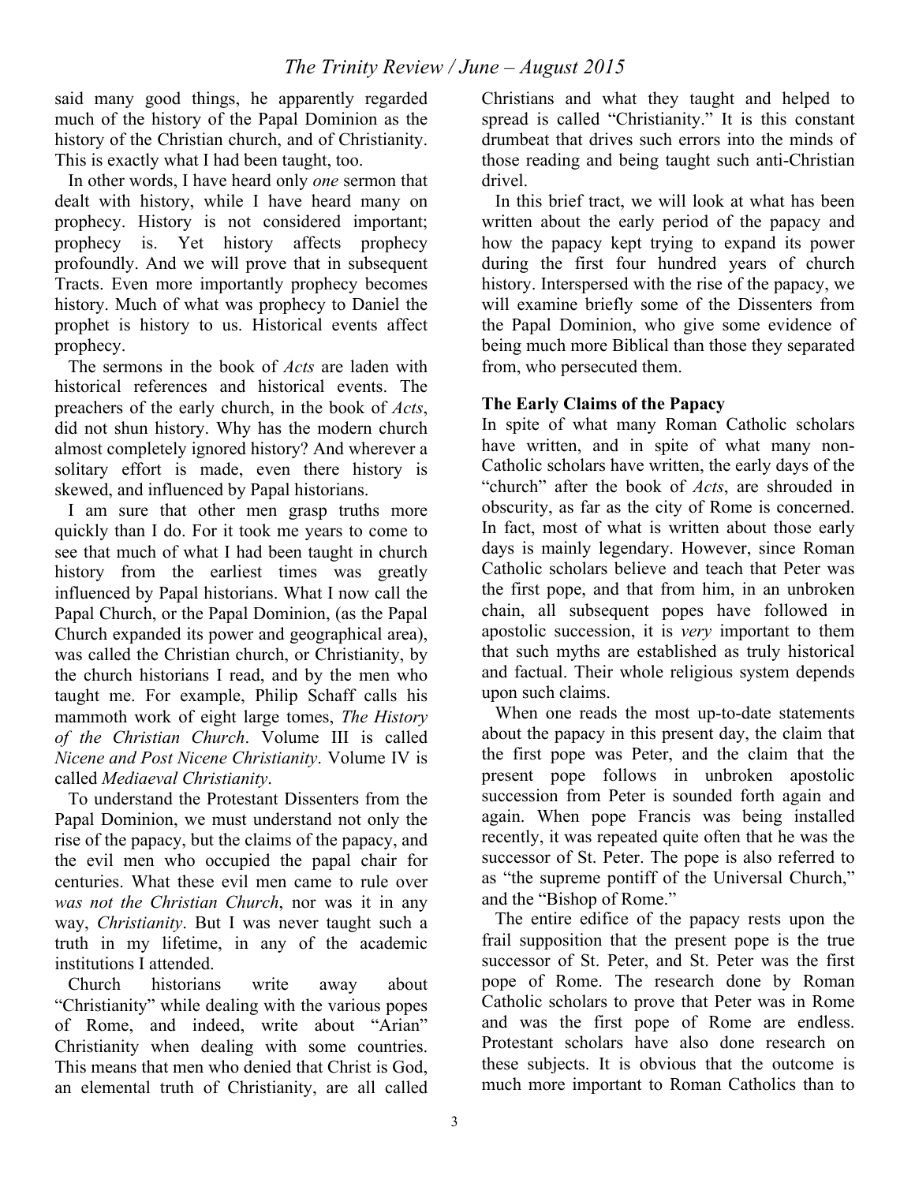said many good things, he apparently regarded much of the history of the Papal Dominion as the history of the Christian church, and of Christianity. This is exactly what I had been taught, too.

In other words, I have heard only *one* sermon that dealt with history, while I have heard many on prophecy. History is not considered important; prophecy is. Yet history affects prophecy profoundly. And we will prove that in subsequent Tracts. Even more importantly prophecy becomes history. Much of what was prophecy to Daniel the prophet is history to us. Historical events affect prophecy.

The sermons in the book of *Acts* are laden with historical references and historical events. The preachers of the early church, in the book of *Acts*, did not shun history. Why has the modern church almost completely ignored history? And wherever a solitary effort is made, even there history is skewed, and influenced by Papal historians.

I am sure that other men grasp truths more quickly than I do. For it took me years to come to see that much of what I had been taught in church history from the earliest times was greatly influenced by Papal historians. What I now call the Papal Church, or the Papal Dominion, (as the Papal Church expanded its power and geographical area), was called the Christian church, or Christianity, by the church historians I read, and by the men who taught me. For example, Philip Schaff calls his mammoth work of eight large tomes, *The History of the Christian Church*. Volume III is called *Nicene and Post Nicene Christianity*. Volume IV is called *Mediaeval Christianity*.

To understand the Protestant Dissenters from the Papal Dominion, we must understand not only the rise of the papacy, but the claims of the papacy, and the evil men who occupied the papal chair for centuries. What these evil men came to rule over *was not the Christian Church*, nor was it in any way, *Christianity*. But I was never taught such a truth in my lifetime, in any of the academic institutions I attended.

Church historians write away about "Christianity" while dealing with the various popes of Rome, and indeed, write about "Arian" Christianity when dealing with some countries. This means that men who denied that Christ is God, an elemental truth of Christianity, are all called Christians and what they taught and helped to spread is called "Christianity." It is this constant drumbeat that drives such errors into the minds of those reading and being taught such anti-Christian drivel.

In this brief tract, we will look at what has been written about the early period of the papacy and how the papacy kept trying to expand its power during the first four hundred years of church history. Interspersed with the rise of the papacy, we will examine briefly some of the Dissenters from the Papal Dominion, who give some evidence of being much more Biblical than those they separated from, who persecuted them.

**The Early Claims of the Papacy**

In spite of what many Roman Catholic scholars have written, and in spite of what many non-Catholic scholars have written, the early days of the "church" after the book of *Acts*, are shrouded in obscurity, as far as the city of Rome is concerned. In fact, most of what is written about those early days is mainly legendary. However, since Roman Catholic scholars believe and teach that Peter was the first pope, and that from him, in an unbroken chain, all subsequent popes have followed in apostolic succession, it is *very* important to them that such myths are established as truly historical and factual. Their whole religious system depends upon such claims.

When one reads the most up-to-date statements about the papacy in this present day, the claim that the first pope was Peter, and the claim that the present pope follows in unbroken apostolic succession from Peter is sounded forth again and again. When pope Francis was being installed recently, it was repeated quite often that he was the successor of St. Peter. The pope is also referred to as "the supreme pontiff of the Universal Church," and the "Bishop of Rome."

The entire edifice of the papacy rests upon the frail supposition that the present pope is the true successor of St. Peter, and St. Peter was the first pope of Rome. The research done by Roman Catholic scholars to prove that Peter was in Rome and was the first pope of Rome are endless. Protestant scholars have also done research on these subjects. It is obvious that the outcome is much more important to Roman Catholics than to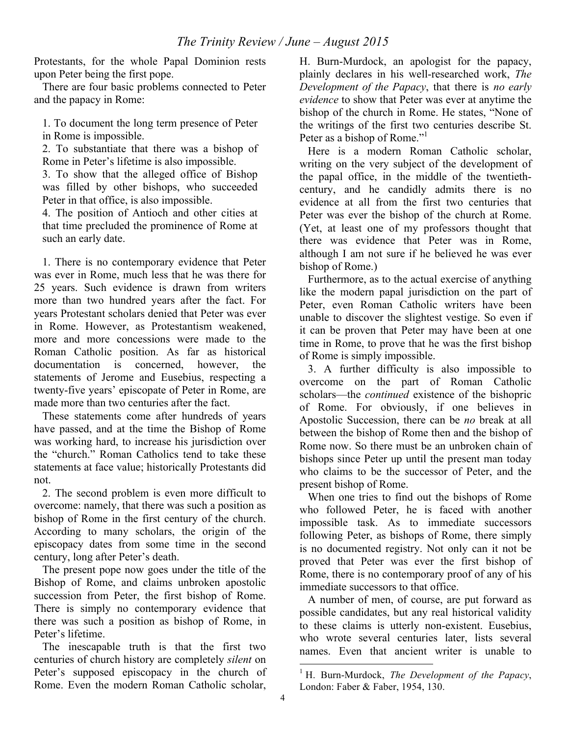Protestants, for the whole Papal Dominion rests upon Peter being the first pope.

There are four basic problems connected to Peter and the papacy in Rome:

1. To document the long term presence of Peter in Rome is impossible.
2. To substantiate that there was a bishop of Rome in Peter's lifetime is also impossible.
3. To show that the alleged office of Bishop was filled by other bishops, who succeeded Peter in that office, is also impossible.
4. The position of Antioch and other cities at that time precluded the prominence of Rome at such an early date.

1. There is no contemporary evidence that Peter was ever in Rome, much less that he was there for 25 years. Such evidence is drawn from writers more than two hundred years after the fact. For years Protestant scholars denied that Peter was ever in Rome. However, as Protestantism weakened, more and more concessions were made to the Roman Catholic position. As far as historical documentation is concerned, however, the statements of Jerome and Eusebius, respecting a twenty-five years' episcopate of Peter in Rome, are made more than two centuries after the fact.

These statements come after hundreds of years have passed, and at the time the Bishop of Rome was working hard, to increase his jurisdiction over the "church." Roman Catholics tend to take these statements at face value; historically Protestants did not.

2. The second problem is even more difficult to overcome: namely, that there was such a position as bishop of Rome in the first century of the church. According to many scholars, the origin of the episcopacy dates from some time in the second century, long after Peter's death.

The present pope now goes under the title of the Bishop of Rome, and claims unbroken apostolic succession from Peter, the first bishop of Rome. There is simply no contemporary evidence that there was such a position as bishop of Rome, in Peter's lifetime.

The inescapable truth is that the first two centuries of church history are completely *silent* on Peter's supposed episcopacy in the church of Rome. Even the modern Roman Catholic scholar, H. Burn-Murdock, an apologist for the papacy, plainly declares in his well-researched work, *The Development of the Papacy*, that there is *no early evidence* to show that Peter was ever at anytime the bishop of the church in Rome. He states, "None of the writings of the first two centuries describe St. Peter as a bishop of Rome."[1]

Here is a modern Roman Catholic scholar, writing on the very subject of the development of the papal office, in the middle of the twentieth-century, and he candidly admits there is no evidence at all from the first two centuries that Peter was ever the bishop of the church at Rome. (Yet, at least one of my professors thought that there was evidence that Peter was in Rome, although I am not sure if he believed he was ever bishop of Rome.)

Furthermore, as to the actual exercise of anything like the modern papal jurisdiction on the part of Peter, even Roman Catholic writers have been unable to discover the slightest vestige. So even if it can be proven that Peter may have been at one time in Rome, to prove that he was the first bishop of Rome is simply impossible.

3. A further difficulty is also impossible to overcome on the part of Roman Catholic scholars—the *continued* existence of the bishopric of Rome. For obviously, if one believes in Apostolic Succession, there can be *no* break at all between the bishop of Rome then and the bishop of Rome now. So there must be an unbroken chain of bishops since Peter up until the present man today who claims to be the successor of Peter, and the present bishop of Rome.

When one tries to find out the bishops of Rome who followed Peter, he is faced with another impossible task. As to immediate successors following Peter, as bishops of Rome, there simply is no documented registry. Not only can it not be proved that Peter was ever the first bishop of Rome, there is no contemporary proof of any of his immediate successors to that office.

A number of men, of course, are put forward as possible candidates, but any real historical validity to these claims is utterly non-existent. Eusebius, who wrote several centuries later, lists several names. Even that ancient writer is unable to

---

[1] H. Burn-Murdock, *The Development of the Papacy*, London: Faber & Faber, 1954, 130.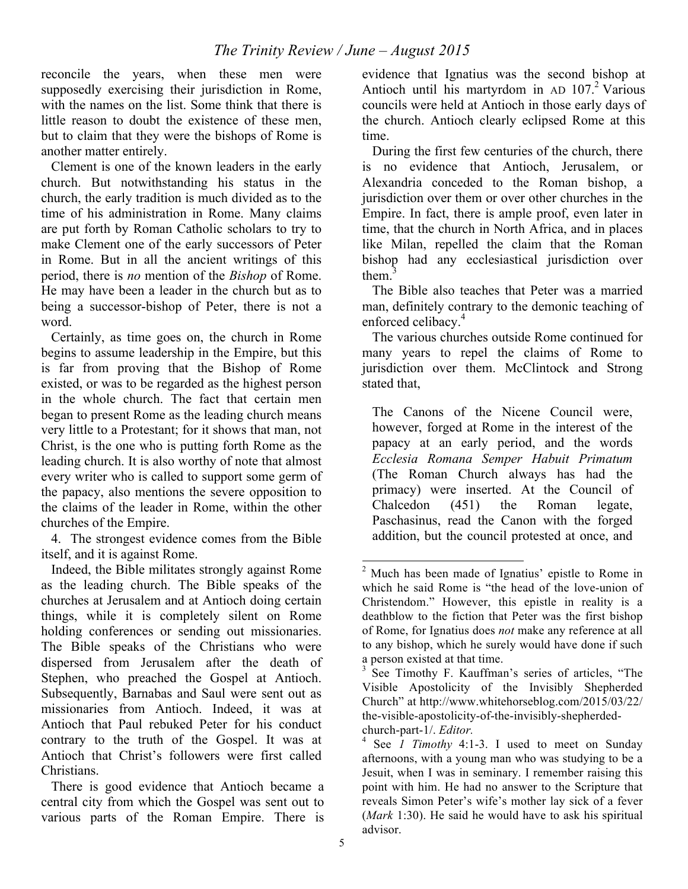reconcile the years, when these men were supposedly exercising their jurisdiction in Rome, with the names on the list. Some think that there is little reason to doubt the existence of these men, but to claim that they were the bishops of Rome is another matter entirely.

Clement is one of the known leaders in the early church. But notwithstanding his status in the church, the early tradition is much divided as to the time of his administration in Rome. Many claims are put forth by Roman Catholic scholars to try to make Clement one of the early successors of Peter in Rome. But in all the ancient writings of this period, there is *no* mention of the *Bishop* of Rome. He may have been a leader in the church but as to being a successor-bishop of Peter, there is not a word.

Certainly, as time goes on, the church in Rome begins to assume leadership in the Empire, but this is far from proving that the Bishop of Rome existed, or was to be regarded as the highest person in the whole church. The fact that certain men began to present Rome as the leading church means very little to a Protestant; for it shows that man, not Christ, is the one who is putting forth Rome as the leading church. It is also worthy of note that almost every writer who is called to support some germ of the papacy, also mentions the severe opposition to the claims of the leader in Rome, within the other churches of the Empire.

4. The strongest evidence comes from the Bible itself, and it is against Rome.

Indeed, the Bible militates strongly against Rome as the leading church. The Bible speaks of the churches at Jerusalem and at Antioch doing certain things, while it is completely silent on Rome holding conferences or sending out missionaries. The Bible speaks of the Christians who were dispersed from Jerusalem after the death of Stephen, who preached the Gospel at Antioch. Subsequently, Barnabas and Saul were sent out as missionaries from Antioch. Indeed, it was at Antioch that Paul rebuked Peter for his conduct contrary to the truth of the Gospel. It was at Antioch that Christ's followers were first called Christians.

There is good evidence that Antioch became a central city from which the Gospel was sent out to various parts of the Roman Empire. There is evidence that Ignatius was the second bishop at Antioch until his martyrdom in AD 107.[2] Various councils were held at Antioch in those early days of the church. Antioch clearly eclipsed Rome at this time.

During the first few centuries of the church, there is no evidence that Antioch, Jerusalem, or Alexandria conceded to the Roman bishop, a jurisdiction over them or over other churches in the Empire. In fact, there is ample proof, even later in time, that the church in North Africa, and in places like Milan, repelled the claim that the Roman bishop had any ecclesiastical jurisdiction over them.[3]

The Bible also teaches that Peter was a married man, definitely contrary to the demonic teaching of enforced celibacy.[4]

The various churches outside Rome continued for many years to repel the claims of Rome to jurisdiction over them. McClintock and Strong stated that,

> The Canons of the Nicene Council were, however, forged at Rome in the interest of the papacy at an early period, and the words *Ecclesia Romana Semper Habuit Primatum* (The Roman Church always has had the primacy) were inserted. At the Council of Chalcedon (451) the Roman legate, Paschasinus, read the Canon with the forged addition, but the council protested at once, and

---

[2] Much has been made of Ignatius' epistle to Rome in which he said Rome is "the head of the love-union of Christendom." However, this epistle in reality is a deathblow to the fiction that Peter was the first bishop of Rome, for Ignatius does *not* make any reference at all to any bishop, which he surely would have done if such a person existed at that time.

[3] See Timothy F. Kauffman's series of articles, "The Visible Apostolicity of the Invisibly Shepherded Church" at http://www.whitehorseblog.com/2015/03/22/the-visible-apostolicity-of-the-invisibly-shepherded-church-part-1/. *Editor.*

[4] See *1 Timothy* 4:1-3. I used to meet on Sunday afternoons, with a young man who was studying to be a Jesuit, when I was in seminary. I remember raising this point with him. He had no answer to the Scripture that reveals Simon Peter's wife's mother lay sick of a fever (*Mark* 1:30). He said he would have to ask his spiritual advisor.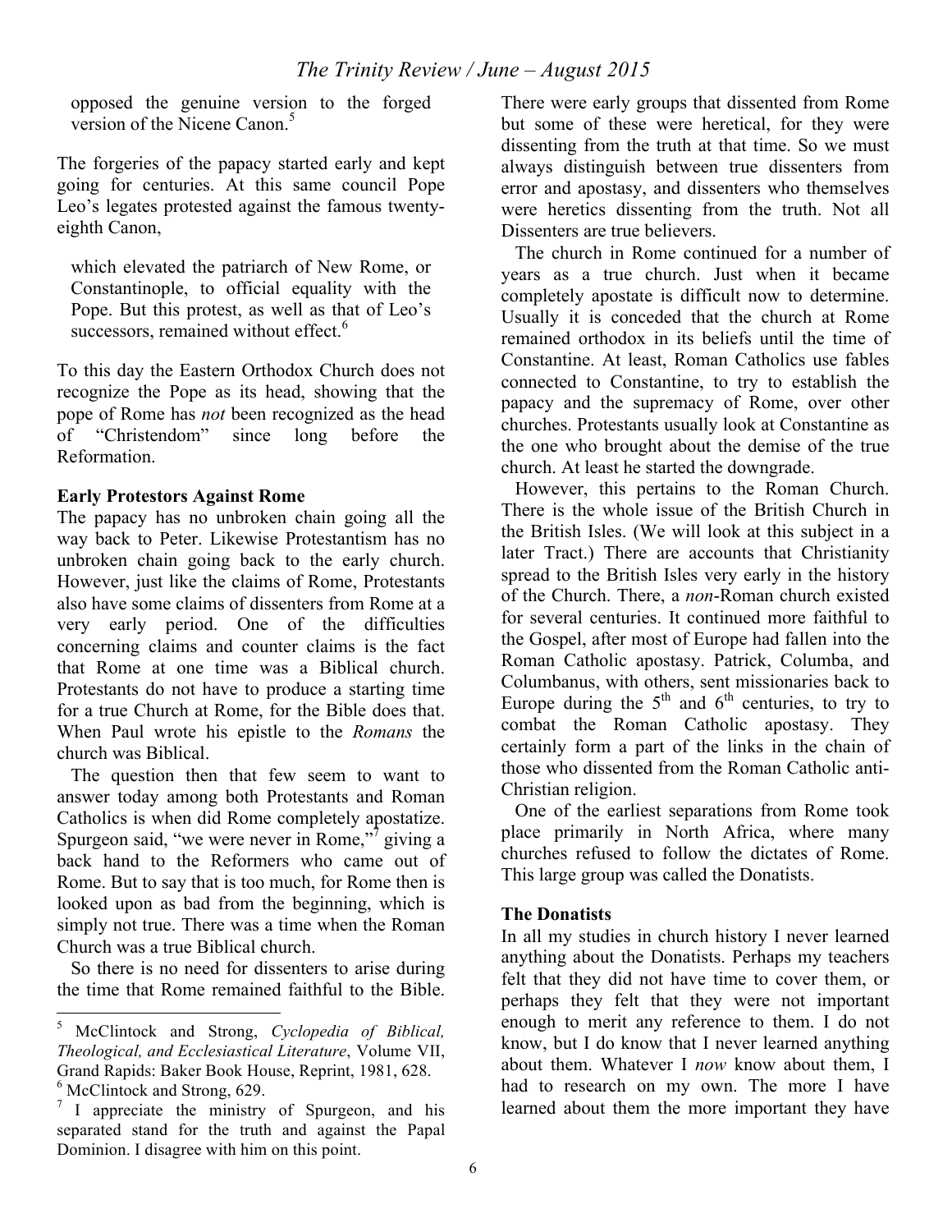> opposed the genuine version to the forged version of the Nicene Canon.[5]

The forgeries of the papacy started early and kept going for centuries. At this same council Pope Leo's legates protested against the famous twenty-eighth Canon,

> which elevated the patriarch of New Rome, or Constantinople, to official equality with the Pope. But this protest, as well as that of Leo's successors, remained without effect.[6]

To this day the Eastern Orthodox Church does not recognize the Pope as its head, showing that the pope of Rome has *not* been recognized as the head of "Christendom" since long before the Reformation.

**Early Protestors Against Rome**

The papacy has no unbroken chain going all the way back to Peter. Likewise Protestantism has no unbroken chain going back to the early church. However, just like the claims of Rome, Protestants also have some claims of dissenters from Rome at a very early period. One of the difficulties concerning claims and counter claims is the fact that Rome at one time was a Biblical church. Protestants do not have to produce a starting time for a true Church at Rome, for the Bible does that. When Paul wrote his epistle to the *Romans* the church was Biblical.

The question then that few seem to want to answer today among both Protestants and Roman Catholics is when did Rome completely apostatize. Spurgeon said, "we were never in Rome,"[7] giving a back hand to the Reformers who came out of Rome. But to say that is too much, for Rome then is looked upon as bad from the beginning, which is simply not true. There was a time when the Roman Church was a true Biblical church.

So there is no need for dissenters to arise during the time that Rome remained faithful to the Bible. There were early groups that dissented from Rome but some of these were heretical, for they were dissenting from the truth at that time. So we must always distinguish between true dissenters from error and apostasy, and dissenters who themselves were heretics dissenting from the truth. Not all Dissenters are true believers.

The church in Rome continued for a number of years as a true church. Just when it became completely apostate is difficult now to determine. Usually it is conceded that the church at Rome remained orthodox in its beliefs until the time of Constantine. At least, Roman Catholics use fables connected to Constantine, to try to establish the papacy and the supremacy of Rome, over other churches. Protestants usually look at Constantine as the one who brought about the demise of the true church. At least he started the downgrade.

However, this pertains to the Roman Church. There is the whole issue of the British Church in the British Isles. (We will look at this subject in a later Tract.) There are accounts that Christianity spread to the British Isles very early in the history of the Church. There, a *non*-Roman church existed for several centuries. It continued more faithful to the Gospel, after most of Europe had fallen into the Roman Catholic apostasy. Patrick, Columba, and Columbanus, with others, sent missionaries back to Europe during the 5th and 6th centuries, to try to combat the Roman Catholic apostasy. They certainly form a part of the links in the chain of those who dissented from the Roman Catholic anti-Christian religion.

One of the earliest separations from Rome took place primarily in North Africa, where many churches refused to follow the dictates of Rome. This large group was called the Donatists.

**The Donatists**

In all my studies in church history I never learned anything about the Donatists. Perhaps my teachers felt that they did not have time to cover them, or perhaps they felt that they were not important enough to merit any reference to them. I do not know, but I do know that I never learned anything about them. Whatever I *now* know about them, I had to research on my own. The more I have learned about them the more important they have

---

[5] McClintock and Strong, *Cyclopedia of Biblical, Theological, and Ecclesiastical Literature*, Volume VII, Grand Rapids: Baker Book House, Reprint, 1981, 628.

[6] McClintock and Strong, 629.

[7] I appreciate the ministry of Spurgeon, and his separated stand for the truth and against the Papal Dominion. I disagree with him on this point.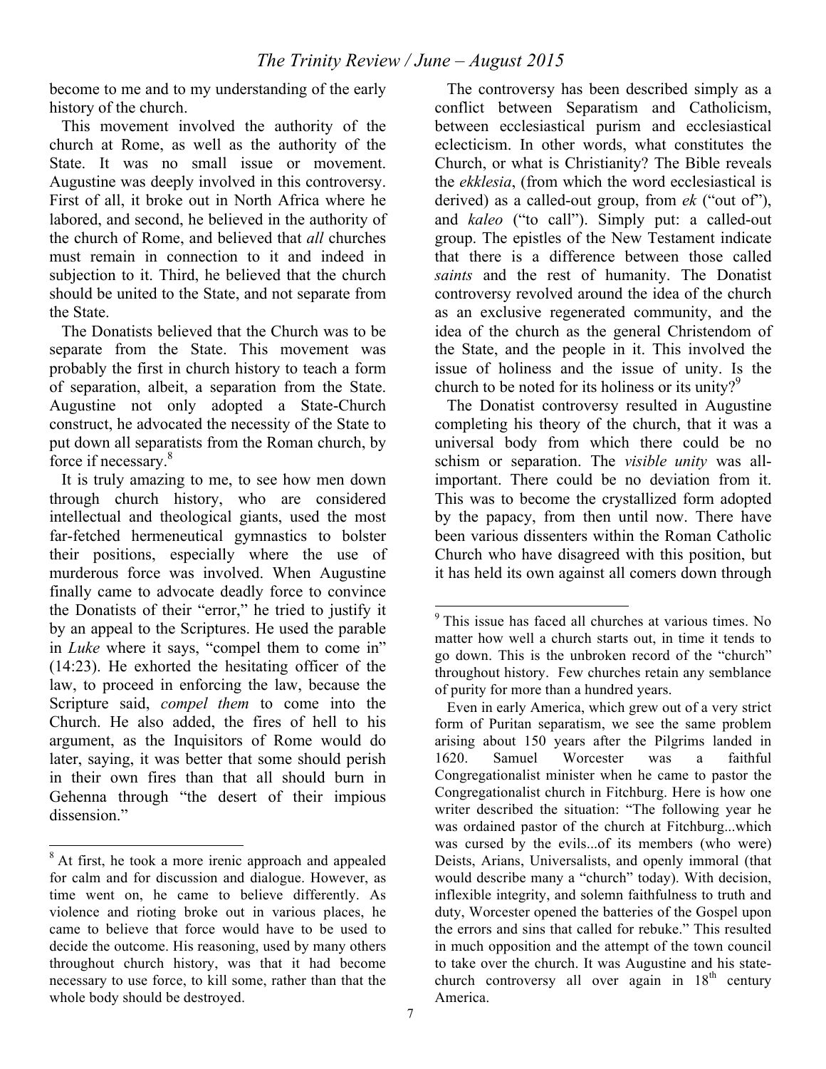become to me and to my understanding of the early history of the church.

This movement involved the authority of the church at Rome, as well as the authority of the State. It was no small issue or movement. Augustine was deeply involved in this controversy. First of all, it broke out in North Africa where he labored, and second, he believed in the authority of the church of Rome, and believed that *all* churches must remain in connection to it and indeed in subjection to it. Third, he believed that the church should be united to the State, and not separate from the State.

The Donatists believed that the Church was to be separate from the State. This movement was probably the first in church history to teach a form of separation, albeit, a separation from the State. Augustine not only adopted a State-Church construct, he advocated the necessity of the State to put down all separatists from the Roman church, by force if necessary.[8]

It is truly amazing to me, to see how men down through church history, who are considered intellectual and theological giants, used the most far-fetched hermeneutical gymnastics to bolster their positions, especially where the use of murderous force was involved. When Augustine finally came to advocate deadly force to convince the Donatists of their "error," he tried to justify it by an appeal to the Scriptures. He used the parable in *Luke* where it says, "compel them to come in" (14:23). He exhorted the hesitating officer of the law, to proceed in enforcing the law, because the Scripture said, *compel them* to come into the Church. He also added, the fires of hell to his argument, as the Inquisitors of Rome would do later, saying, it was better that some should perish in their own fires than that all should burn in Gehenna through "the desert of their impious dissension."

The controversy has been described simply as a conflict between Separatism and Catholicism, between ecclesiastical purism and ecclesiastical eclecticism. In other words, what constitutes the Church, or what is Christianity? The Bible reveals the *ekklesia*, (from which the word ecclesiastical is derived) as a called-out group, from *ek* ("out of"), and *kaleo* ("to call"). Simply put: a called-out group. The epistles of the New Testament indicate that there is a difference between those called *saints* and the rest of humanity. The Donatist controversy revolved around the idea of the church as an exclusive regenerated community, and the idea of the church as the general Christendom of the State, and the people in it. This involved the issue of holiness and the issue of unity. Is the church to be noted for its holiness or its unity?[9]

The Donatist controversy resulted in Augustine completing his theory of the church, that it was a universal body from which there could be no schism or separation. The *visible unity* was all-important. There could be no deviation from it. This was to become the crystallized form adopted by the papacy, from then until now. There have been various dissenters within the Roman Catholic Church who have disagreed with this position, but it has held its own against all comers down through

---

[8] At first, he took a more irenic approach and appealed for calm and for discussion and dialogue. However, as time went on, he came to believe differently. As violence and rioting broke out in various places, he came to believe that force would have to be used to decide the outcome. His reasoning, used by many others throughout church history, was that it had become necessary to use force, to kill some, rather than that the whole body should be destroyed.

[9] This issue has faced all churches at various times. No matter how well a church starts out, in time it tends to go down. This is the unbroken record of the "church" throughout history. Few churches retain any semblance of purity for more than a hundred years.

Even in early America, which grew out of a very strict form of Puritan separatism, we see the same problem arising about 150 years after the Pilgrims landed in 1620. Samuel Worcester was a faithful Congregationalist minister when he came to pastor the Congregationalist church in Fitchburg. Here is how one writer described the situation: "The following year he was ordained pastor of the church at Fitchburg...which was cursed by the evils...of its members (who were) Deists, Arians, Universalists, and openly immoral (that would describe many a "church" today). With decision, inflexible integrity, and solemn faithfulness to truth and duty, Worcester opened the batteries of the Gospel upon the errors and sins that called for rebuke." This resulted in much opposition and the attempt of the town council to take over the church. It was Augustine and his state-church controversy all over again in 18th century America.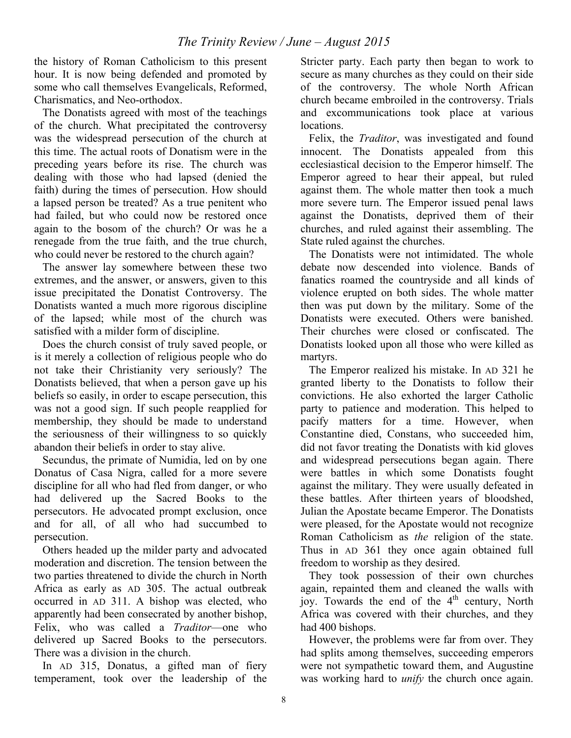the history of Roman Catholicism to this present hour. It is now being defended and promoted by some who call themselves Evangelicals, Reformed, Charismatics, and Neo-orthodox.

The Donatists agreed with most of the teachings of the church. What precipitated the controversy was the widespread persecution of the church at this time. The actual roots of Donatism were in the preceding years before its rise. The church was dealing with those who had lapsed (denied the faith) during the times of persecution. How should a lapsed person be treated? As a true penitent who had failed, but who could now be restored once again to the bosom of the church? Or was he a renegade from the true faith, and the true church, who could never be restored to the church again?

The answer lay somewhere between these two extremes, and the answer, or answers, given to this issue precipitated the Donatist Controversy. The Donatists wanted a much more rigorous discipline of the lapsed; while most of the church was satisfied with a milder form of discipline.

Does the church consist of truly saved people, or is it merely a collection of religious people who do not take their Christianity very seriously? The Donatists believed, that when a person gave up his beliefs so easily, in order to escape persecution, this was not a good sign. If such people reapplied for membership, they should be made to understand the seriousness of their willingness to so quickly abandon their beliefs in order to stay alive.

Secundus, the primate of Numidia, led on by one Donatus of Casa Nigra, called for a more severe discipline for all who had fled from danger, or who had delivered up the Sacred Books to the persecutors. He advocated prompt exclusion, once and for all, of all who had succumbed to persecution.

Others headed up the milder party and advocated moderation and discretion. The tension between the two parties threatened to divide the church in North Africa as early as AD 305. The actual outbreak occurred in AD 311. A bishop was elected, who apparently had been consecrated by another bishop, Felix, who was called a *Traditor*—one who delivered up Sacred Books to the persecutors. There was a division in the church.

In AD 315, Donatus, a gifted man of fiery temperament, took over the leadership of the Stricter party. Each party then began to work to secure as many churches as they could on their side of the controversy. The whole North African church became embroiled in the controversy. Trials and excommunications took place at various locations.

Felix, the *Traditor*, was investigated and found innocent. The Donatists appealed from this ecclesiastical decision to the Emperor himself. The Emperor agreed to hear their appeal, but ruled against them. The whole matter then took a much more severe turn. The Emperor issued penal laws against the Donatists, deprived them of their churches, and ruled against their assembling. The State ruled against the churches.

The Donatists were not intimidated. The whole debate now descended into violence. Bands of fanatics roamed the countryside and all kinds of violence erupted on both sides. The whole matter then was put down by the military. Some of the Donatists were executed. Others were banished. Their churches were closed or confiscated. The Donatists looked upon all those who were killed as martyrs.

The Emperor realized his mistake. In AD 321 he granted liberty to the Donatists to follow their convictions. He also exhorted the larger Catholic party to patience and moderation. This helped to pacify matters for a time. However, when Constantine died, Constans, who succeeded him, did not favor treating the Donatists with kid gloves and widespread persecutions began again. There were battles in which some Donatists fought against the military. They were usually defeated in these battles. After thirteen years of bloodshed, Julian the Apostate became Emperor. The Donatists were pleased, for the Apostate would not recognize Roman Catholicism as *the* religion of the state. Thus in AD 361 they once again obtained full freedom to worship as they desired.

They took possession of their own churches again, repainted them and cleaned the walls with joy. Towards the end of the 4th century, North Africa was covered with their churches, and they had 400 bishops.

However, the problems were far from over. They had splits among themselves, succeeding emperors were not sympathetic toward them, and Augustine was working hard to ***unify*** the church once again.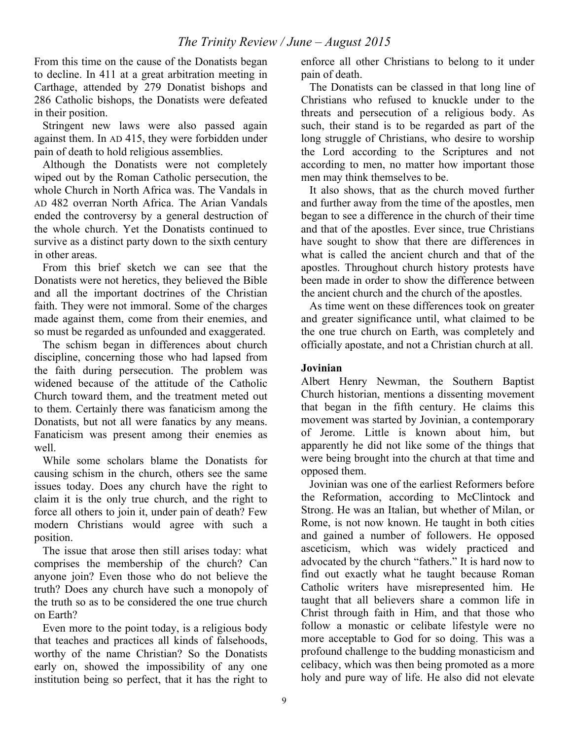From this time on the cause of the Donatists began to decline. In 411 at a great arbitration meeting in Carthage, attended by 279 Donatist bishops and 286 Catholic bishops, the Donatists were defeated in their position.

Stringent new laws were also passed again against them. In AD 415, they were forbidden under pain of death to hold religious assemblies.

Although the Donatists were not completely wiped out by the Roman Catholic persecution, the whole Church in North Africa was. The Vandals in AD 482 overran North Africa. The Arian Vandals ended the controversy by a general destruction of the whole church. Yet the Donatists continued to survive as a distinct party down to the sixth century in other areas.

From this brief sketch we can see that the Donatists were not heretics, they believed the Bible and all the important doctrines of the Christian faith. They were not immoral. Some of the charges made against them, come from their enemies, and so must be regarded as unfounded and exaggerated.

The schism began in differences about church discipline, concerning those who had lapsed from the faith during persecution. The problem was widened because of the attitude of the Catholic Church toward them, and the treatment meted out to them. Certainly there was fanaticism among the Donatists, but not all were fanatics by any means. Fanaticism was present among their enemies as well.

While some scholars blame the Donatists for causing schism in the church, others see the same issues today. Does any church have the right to claim it is the only true church, and the right to force all others to join it, under pain of death? Few modern Christians would agree with such a position.

The issue that arose then still arises today: what comprises the membership of the church? Can anyone join? Even those who do not believe the truth? Does any church have such a monopoly of the truth so as to be considered the one true church on Earth?

Even more to the point today, is a religious body that teaches and practices all kinds of falsehoods, worthy of the name Christian? So the Donatists early on, showed the impossibility of any one institution being so perfect, that it has the right to enforce all other Christians to belong to it under pain of death.

The Donatists can be classed in that long line of Christians who refused to knuckle under to the threats and persecution of a religious body. As such, their stand is to be regarded as part of the long struggle of Christians, who desire to worship the Lord according to the Scriptures and not according to men, no matter how important those men may think themselves to be.

It also shows, that as the church moved further and further away from the time of the apostles, men began to see a difference in the church of their time and that of the apostles. Ever since, true Christians have sought to show that there are differences in what is called the ancient church and that of the apostles. Throughout church history protests have been made in order to show the difference between the ancient church and the church of the apostles.

As time went on these differences took on greater and greater significance until, what claimed to be the one true church on Earth, was completely and officially apostate, and not a Christian church at all.

**Jovinian**

Albert Henry Newman, the Southern Baptist Church historian, mentions a dissenting movement that began in the fifth century. He claims this movement was started by Jovinian, a contemporary of Jerome. Little is known about him, but apparently he did not like some of the things that were being brought into the church at that time and opposed them.

Jovinian was one of the earliest Reformers before the Reformation, according to McClintock and Strong. He was an Italian, but whether of Milan, or Rome, is not now known. He taught in both cities and gained a number of followers. He opposed asceticism, which was widely practiced and advocated by the church "fathers." It is hard now to find out exactly what he taught because Roman Catholic writers have misrepresented him. He taught that all believers share a common life in Christ through faith in Him, and that those who follow a monastic or celibate lifestyle were no more acceptable to God for so doing. This was a profound challenge to the budding monasticism and celibacy, which was then being promoted as a more holy and pure way of life. He also did not elevate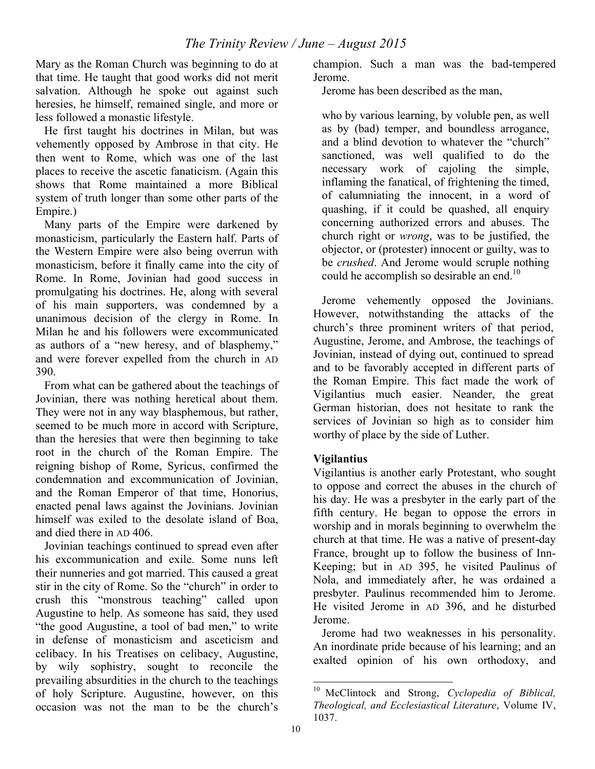Mary as the Roman Church was beginning to do at that time. He taught that good works did not merit salvation. Although he spoke out against such heresies, he himself, remained single, and more or less followed a monastic lifestyle.

He first taught his doctrines in Milan, but was vehemently opposed by Ambrose in that city. He then went to Rome, which was one of the last places to receive the ascetic fanaticism. (Again this shows that Rome maintained a more Biblical system of truth longer than some other parts of the Empire.)

Many parts of the Empire were darkened by monasticism, particularly the Eastern half. Parts of the Western Empire were also being overrun with monasticism, before it finally came into the city of Rome. In Rome, Jovinian had good success in promulgating his doctrines. He, along with several of his main supporters, was condemned by a unanimous decision of the clergy in Rome. In Milan he and his followers were excommunicated as authors of a "new heresy, and of blasphemy," and were forever expelled from the church in AD 390.

From what can be gathered about the teachings of Jovinian, there was nothing heretical about them. They were not in any way blasphemous, but rather, seemed to be much more in accord with Scripture, than the heresies that were then beginning to take root in the church of the Roman Empire. The reigning bishop of Rome, Syricus, confirmed the condemnation and excommunication of Jovinian, and the Roman Emperor of that time, Honorius, enacted penal laws against the Jovinians. Jovinian himself was exiled to the desolate island of Boa, and died there in AD 406.

Jovinian teachings continued to spread even after his excommunication and exile. Some nuns left their nunneries and got married. This caused a great stir in the city of Rome. So the "church" in order to crush this "monstrous teaching" called upon Augustine to help. As someone has said, they used "the good Augustine, a tool of bad men," to write in defense of monasticism and asceticism and celibacy. In his Treatises on celibacy, Augustine, by wily sophistry, sought to reconcile the prevailing absurdities in the church to the teachings of holy Scripture. Augustine, however, on this occasion was not the man to be the church's champion. Such a man was the bad-tempered Jerome.

Jerome has been described as the man,

> who by various learning, by voluble pen, as well as by (bad) temper, and boundless arrogance, and a blind devotion to whatever the "church" sanctioned, was well qualified to do the necessary work of cajoling the simple, inflaming the fanatical, of frightening the timed, of calumniating the innocent, in a word of quashing, if it could be quashed, all enquiry concerning authorized errors and abuses. The church right or *wrong*, was to be justified, the objector, or (protester) innocent or guilty, was to be *crushed*. And Jerome would scruple nothing could he accomplish so desirable an end.[10]

Jerome vehemently opposed the Jovinians. However, notwithstanding the attacks of the church's three prominent writers of that period, Augustine, Jerome, and Ambrose, the teachings of Jovinian, instead of dying out, continued to spread and to be favorably accepted in different parts of the Roman Empire. This fact made the work of Vigilantius much easier. Neander, the great German historian, does not hesitate to rank the services of Jovinian so high as to consider him worthy of place by the side of Luther.

**Vigilantius**

Vigilantius is another early Protestant, who sought to oppose and correct the abuses in the church of his day. He was a presbyter in the early part of the fifth century. He began to oppose the errors in worship and in morals beginning to overwhelm the church at that time. He was a native of present-day France, brought up to follow the business of Inn-Keeping; but in AD 395, he visited Paulinus of Nola, and immediately after, he was ordained a presbyter. Paulinus recommended him to Jerome. He visited Jerome in AD 396, and he disturbed Jerome.

Jerome had two weaknesses in his personality. An inordinate pride because of his learning; and an exalted opinion of his own orthodoxy, and

---

[10] McClintock and Strong, *Cyclopedia of Biblical, Theological, and Ecclesiastical Literature*, Volume IV, 1037.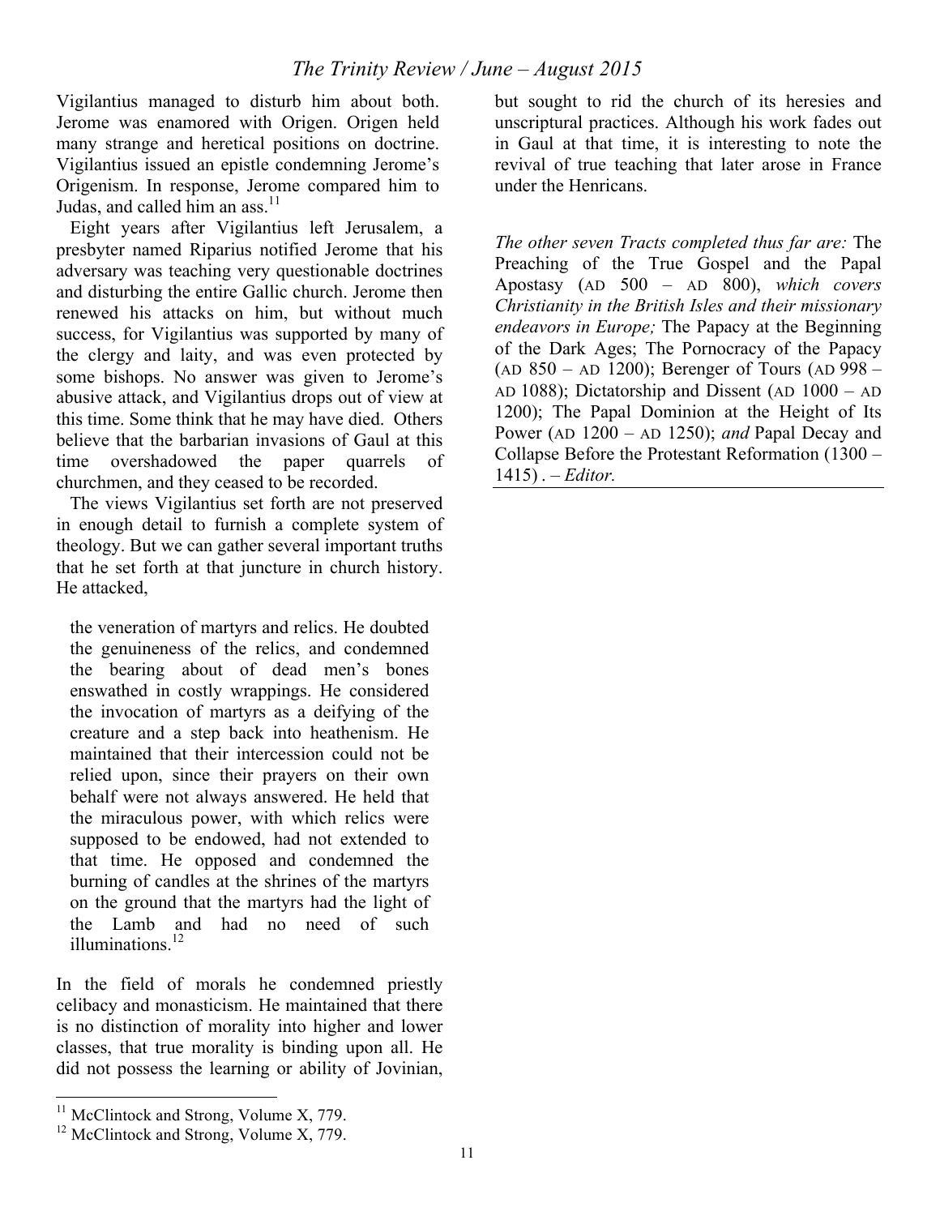Vigilantius managed to disturb him about both. Jerome was enamored with Origen. Origen held many strange and heretical positions on doctrine. Vigilantius issued an epistle condemning Jerome's Origenism. In response, Jerome compared him to Judas, and called him an ass.[11]

Eight years after Vigilantius left Jerusalem, a presbyter named Riparius notified Jerome that his adversary was teaching very questionable doctrines and disturbing the entire Gallic church. Jerome then renewed his attacks on him, but without much success, for Vigilantius was supported by many of the clergy and laity, and was even protected by some bishops. No answer was given to Jerome's abusive attack, and Vigilantius drops out of view at this time. Some think that he may have died. Others believe that the barbarian invasions of Gaul at this time overshadowed the paper quarrels of churchmen, and they ceased to be recorded.

The views Vigilantius set forth are not preserved in enough detail to furnish a complete system of theology. But we can gather several important truths that he set forth at that juncture in church history. He attacked,

> the veneration of martyrs and relics. He doubted the genuineness of the relics, and condemned the bearing about of dead men's bones enswathed in costly wrappings. He considered the invocation of martyrs as a deifying of the creature and a step back into heathenism. He maintained that their intercession could not be relied upon, since their prayers on their own behalf were not always answered. He held that the miraculous power, with which relics were supposed to be endowed, had not extended to that time. He opposed and condemned the burning of candles at the shrines of the martyrs on the ground that the martyrs had the light of the Lamb and had no need of such illuminations.[12]

In the field of morals he condemned priestly celibacy and monasticism. He maintained that there is no distinction of morality into higher and lower classes, that true morality is binding upon all. He did not possess the learning or ability of Jovinian, but sought to rid the church of its heresies and unscriptural practices. Although his work fades out in Gaul at that time, it is interesting to note the revival of true teaching that later arose in France under the Henricans.

*The other seven Tracts completed thus far are:* The Preaching of the True Gospel and the Papal Apostasy (AD 500 – AD 800), *which covers Christianity in the British Isles and their missionary endeavors in Europe;* The Papacy at the Beginning of the Dark Ages; The Pornocracy of the Papacy (AD 850 – AD 1200); Berenger of Tours (AD 998 – AD 1088); Dictatorship and Dissent (AD 1000 – AD 1200); The Papal Dominion at the Height of Its Power (AD 1200 – AD 1250); *and* Papal Decay and Collapse Before the Protestant Reformation (1300 – 1415) . – *Editor.*

---

[11] McClintock and Strong, Volume X, 779.

[12] McClintock and Strong, Volume X, 779.